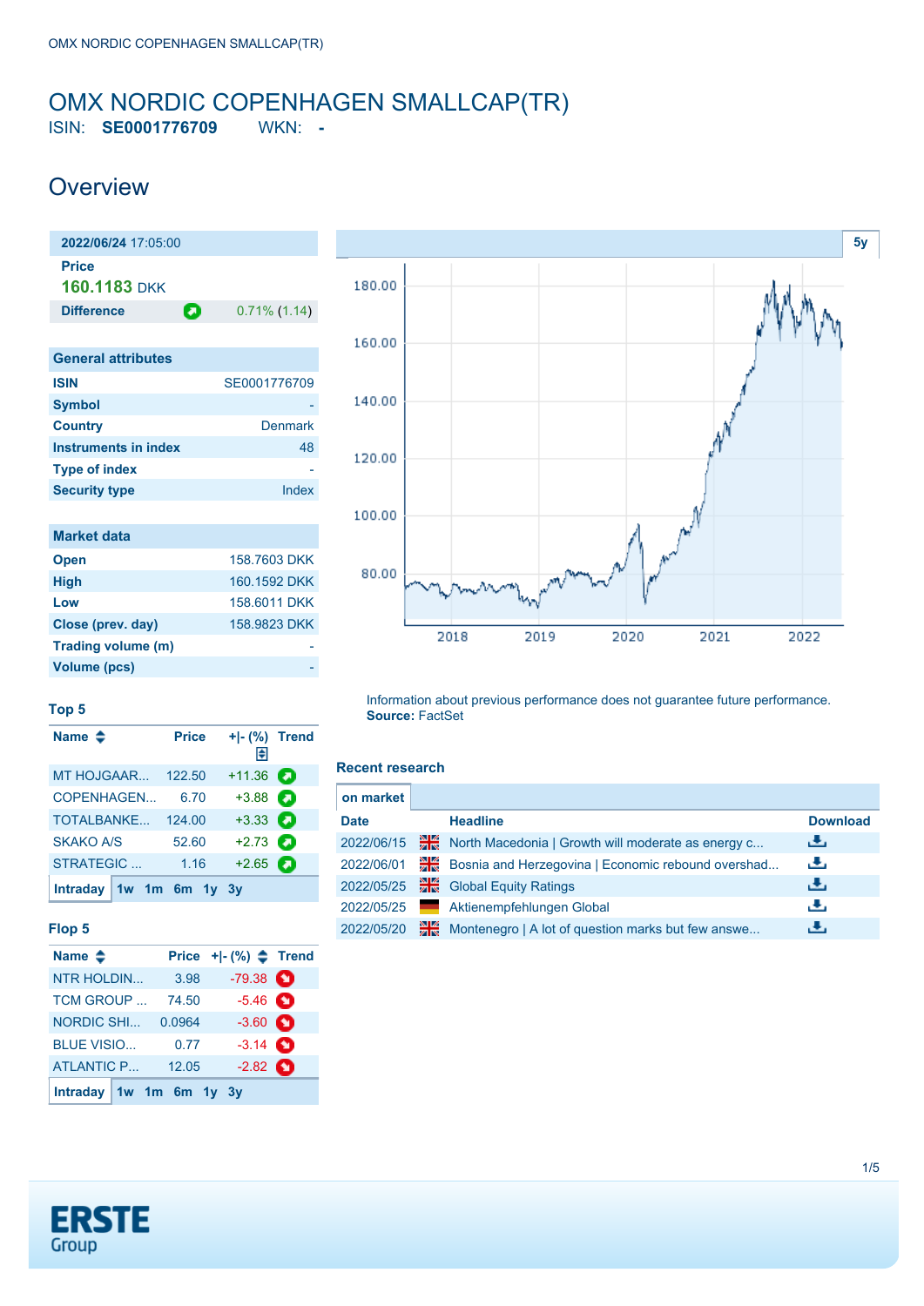# OMX NORDIC COPENHAGEN SMALLCAP(TR)

ISIN: **SE0001776709** WKN: **-**

## Overview

| **2022/06/24** 17:05:00 | |
|---|---|
| **Price** | |
| **160.1183** DKK | |
| **Difference** | 0.71% (1.14) |

| General attributes | |
|---|---|
| ISIN | SE0001776709 |
| Symbol | - |
| Country | Denmark |
| Instruments in index | 48 |
| Type of index | - |
| Security type | Index |

| Market data | |
|---|---|
| Open | 158.7603 DKK |
| High | 160.1592 DKK |
| Low | 158.6011 DKK |
| Close (prev. day) | 158.9823 DKK |
| Trading volume (m) | - |
| Volume (pcs) | - |

Information about previous performance does not guarantee future performance.
**Source:** FactSet

### Top 5

| Name | Price | +\|- (%) | Trend |
|---|---|---|---|
| MT HOJGAAR... | 122.50 | +11.36 | |
| COPENHAGEN... | 6.70 | +3.88 | |
| TOTALBANKE... | 124.00 | +3.33 | |
| SKAKO A/S | 52.60 | +2.73 | |
| STRATEGIC ... | 1.16 | +2.65 | |

Intraday 1w 1m 6m 1y 3y

### Flop 5

| Name | Price | +\|- (%) | Trend |
|---|---|---|---|
| NTR HOLDIN... | 3.98 | -79.38 | |
| TCM GROUP ... | 74.50 | -5.46 | |
| NORDIC SHI... | 0.0964 | -3.60 | |
| BLUE VISIO... | 0.77 | -3.14 | |
| ATLANTIC P... | 12.05 | -2.82 | |

Intraday 1w 1m 6m 1y 3y

### Recent research

on market

| Date | Headline | Download |
|---|---|---|
| 2022/06/15 | North Macedonia \| Growth will moderate as energy c... | |
| 2022/06/01 | Bosnia and Herzegovina \| Economic rebound overshad... | |
| 2022/05/25 | Global Equity Ratings | |
| 2022/05/25 | Aktienempfehlungen Global | |
| 2022/05/20 | Montenegro \| A lot of question marks but few answe... | |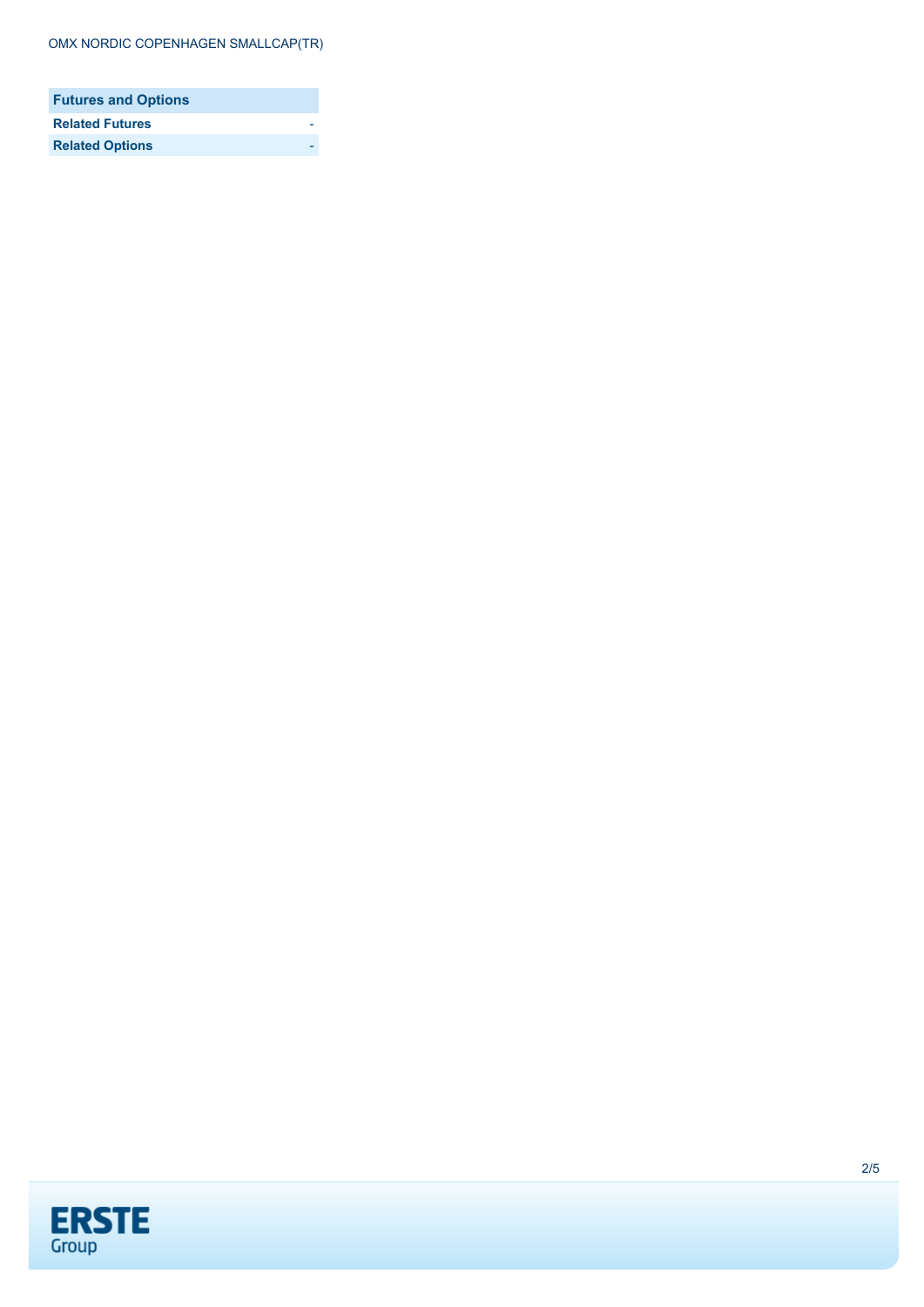| Futures and Options | |
| --- | --- |
| **Related Futures** | - |
| **Related Options** | - |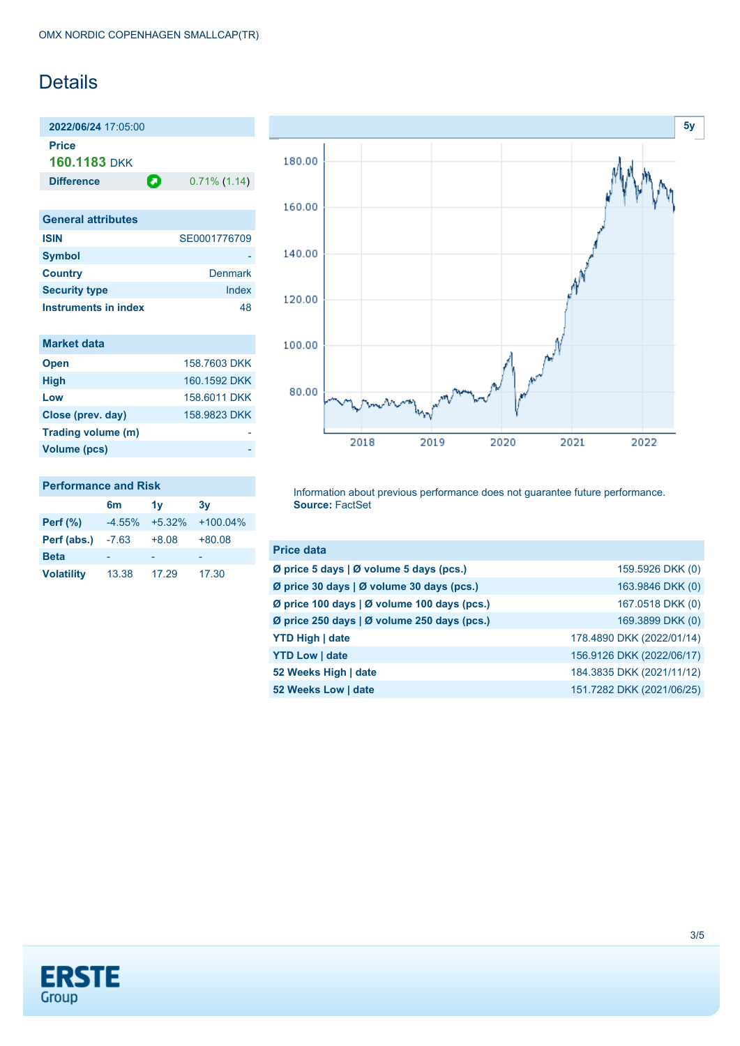OMX NORDIC COPENHAGEN SMALLCAP(TR)

# Details

**2022/06/24** 17:05:00

**Price**

**160.1183** DKK

| **Difference** | 0.71% (1.14) |
|---|---|

| General attributes | |
|---|---|
| **ISIN** | SE0001776709 |
| **Symbol** | - |
| **Country** | Denmark |
| **Security type** | Index |
| **Instruments in index** | 48 |

| Market data | |
|---|---|
| **Open** | 158.7603 DKK |
| **High** | 160.1592 DKK |
| **Low** | 158.6011 DKK |
| **Close (prev. day)** | 158.9823 DKK |
| **Trading volume (m)** | - |
| **Volume (pcs)** | - |

| Performance and Risk | 6m | 1y | 3y |
|---|---|---|---|
| **Perf (%)** | -4.55% | +5.32% | +100.04% |
| **Perf (abs.)** | -7.63 | +8.08 | +80.08 |
| **Beta** | - | - | - |
| **Volatility** | 13.38 | 17.29 | 17.30 |

Information about previous performance does not guarantee future performance.
**Source:** FactSet

| Price data | |
|---|---|
| **Ø price 5 days \| Ø volume 5 days (pcs.)** | 159.5926 DKK (0) |
| **Ø price 30 days \| Ø volume 30 days (pcs.)** | 163.9846 DKK (0) |
| **Ø price 100 days \| Ø volume 100 days (pcs.)** | 167.0518 DKK (0) |
| **Ø price 250 days \| Ø volume 250 days (pcs.)** | 169.3899 DKK (0) |
| **YTD High \| date** | 178.4890 DKK (2022/01/14) |
| **YTD Low \| date** | 156.9126 DKK (2022/06/17) |
| **52 Weeks High \| date** | 184.3835 DKK (2021/11/12) |
| **52 Weeks Low \| date** | 151.7282 DKK (2021/06/25) |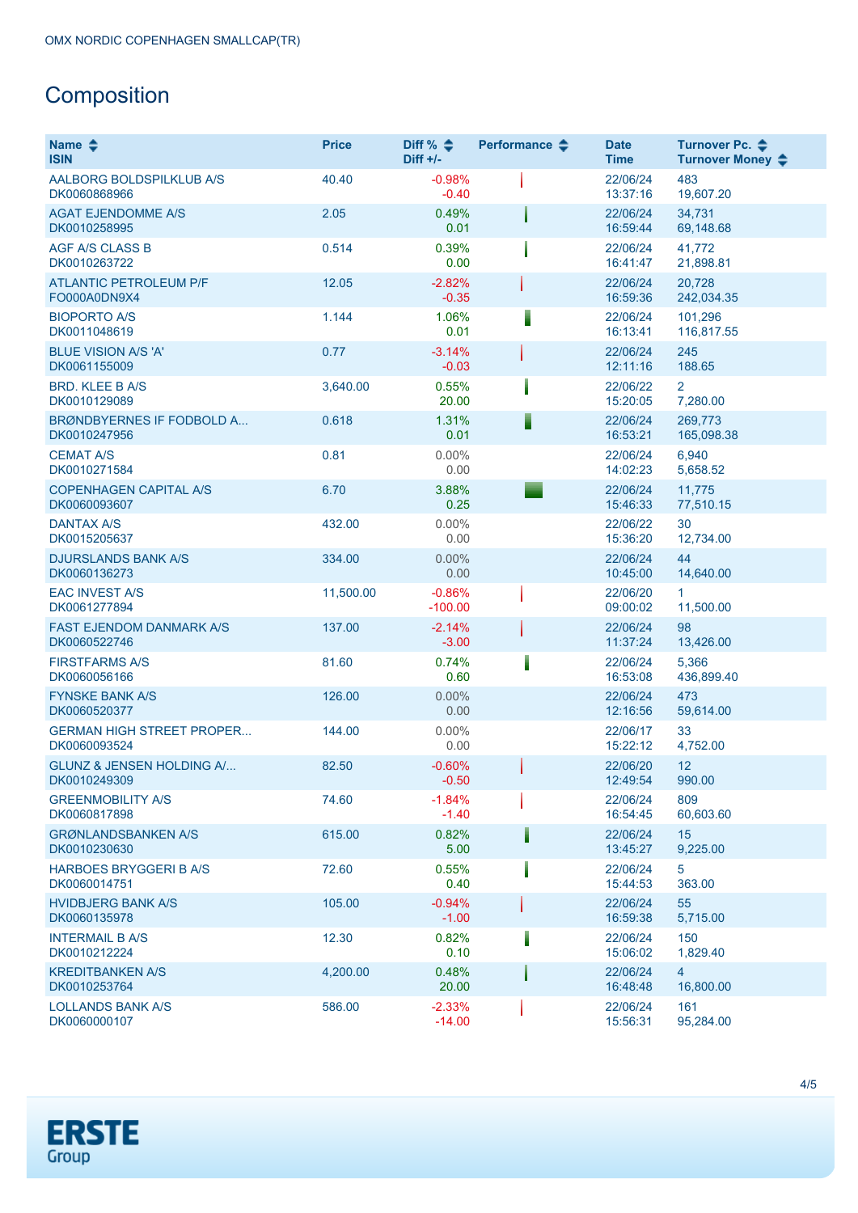OMX NORDIC COPENHAGEN SMALLCAP(TR)

# Composition

| Name<br>ISIN | Price | Diff %<br>Diff +/- | Performance | Date<br>Time | Turnover Pc.<br>Turnover Money |
|---|---|---|---|---|---|
| AALBORG BOLDSPILKLUB A/S<br>DK0060868966 | 40.40 | -0.98%<br>-0.40 | | 22/06/24<br>13:37:16 | 483<br>19,607.20 |
| AGAT EJENDOMME A/S<br>DK0010258995 | 2.05 | 0.49%<br>0.01 | | 22/06/24<br>16:59:44 | 34,731<br>69,148.68 |
| AGF A/S CLASS B<br>DK0010263722 | 0.514 | 0.39%<br>0.00 | | 22/06/24<br>16:41:47 | 41,772<br>21,898.81 |
| ATLANTIC PETROLEUM P/F<br>FO000A0DN9X4 | 12.05 | -2.82%<br>-0.35 | | 22/06/24<br>16:59:36 | 20,728<br>242,034.35 |
| BIOPORTO A/S<br>DK0011048619 | 1.144 | 1.06%<br>0.01 | | 22/06/24<br>16:13:41 | 101,296<br>116,817.55 |
| BLUE VISION A/S 'A'<br>DK0061155009 | 0.77 | -3.14%<br>-0.03 | | 22/06/24<br>12:11:16 | 245<br>188.65 |
| BRD. KLEE B A/S<br>DK0010129089 | 3,640.00 | 0.55%<br>20.00 | | 22/06/22<br>15:20:05 | 2<br>7,280.00 |
| BRØNDBYERNES IF FODBOLD A...<br>DK0010247956 | 0.618 | 1.31%<br>0.01 | | 22/06/24<br>16:53:21 | 269,773<br>165,098.38 |
| CEMAT A/S<br>DK0010271584 | 0.81 | 0.00%<br>0.00 | | 22/06/24<br>14:02:23 | 6,940<br>5,658.52 |
| COPENHAGEN CAPITAL A/S<br>DK0060093607 | 6.70 | 3.88%<br>0.25 | | 22/06/24<br>15:46:33 | 11,775<br>77,510.15 |
| DANTAX A/S<br>DK0015205637 | 432.00 | 0.00%<br>0.00 | | 22/06/22<br>15:36:20 | 30<br>12,734.00 |
| DJURSLANDS BANK A/S<br>DK0060136273 | 334.00 | 0.00%<br>0.00 | | 22/06/24<br>10:45:00 | 44<br>14,640.00 |
| EAC INVEST A/S<br>DK0061277894 | 11,500.00 | -0.86%<br>-100.00 | | 22/06/20<br>09:00:02 | 1<br>11,500.00 |
| FAST EJENDOM DANMARK A/S<br>DK0060522746 | 137.00 | -2.14%<br>-3.00 | | 22/06/24<br>11:37:24 | 98<br>13,426.00 |
| FIRSTFARMS A/S<br>DK0060056166 | 81.60 | 0.74%<br>0.60 | | 22/06/24<br>16:53:08 | 5,366<br>436,899.40 |
| FYNSKE BANK A/S<br>DK0060520377 | 126.00 | 0.00%<br>0.00 | | 22/06/24<br>12:16:56 | 473<br>59,614.00 |
| GERMAN HIGH STREET PROPER...<br>DK0060093524 | 144.00 | 0.00%<br>0.00 | | 22/06/17<br>15:22:12 | 33<br>4,752.00 |
| GLUNZ & JENSEN HOLDING A/...<br>DK0010249309 | 82.50 | -0.60%<br>-0.50 | | 22/06/20<br>12:49:54 | 12<br>990.00 |
| GREENMOBILITY A/S<br>DK0060817898 | 74.60 | -1.84%<br>-1.40 | | 22/06/24<br>16:54:45 | 809<br>60,603.60 |
| GRØNLANDSBANKEN A/S<br>DK0010230630 | 615.00 | 0.82%<br>5.00 | | 22/06/24<br>13:45:27 | 15<br>9,225.00 |
| HARBOES BRYGGERI B A/S<br>DK0060014751 | 72.60 | 0.55%<br>0.40 | | 22/06/24<br>15:44:53 | 5<br>363.00 |
| HVIDBJERG BANK A/S<br>DK0060135978 | 105.00 | -0.94%<br>-1.00 | | 22/06/24<br>16:59:38 | 55<br>5,715.00 |
| INTERMAIL B A/S<br>DK0010212224 | 12.30 | 0.82%<br>0.10 | | 22/06/24<br>15:06:02 | 150<br>1,829.40 |
| KREDITBANKEN A/S<br>DK0010253764 | 4,200.00 | 0.48%<br>20.00 | | 22/06/24<br>16:48:48 | 4<br>16,800.00 |
| LOLLANDS BANK A/S<br>DK0060000107 | 586.00 | -2.33%<br>-14.00 | | 22/06/24<br>15:56:31 | 161<br>95,284.00 |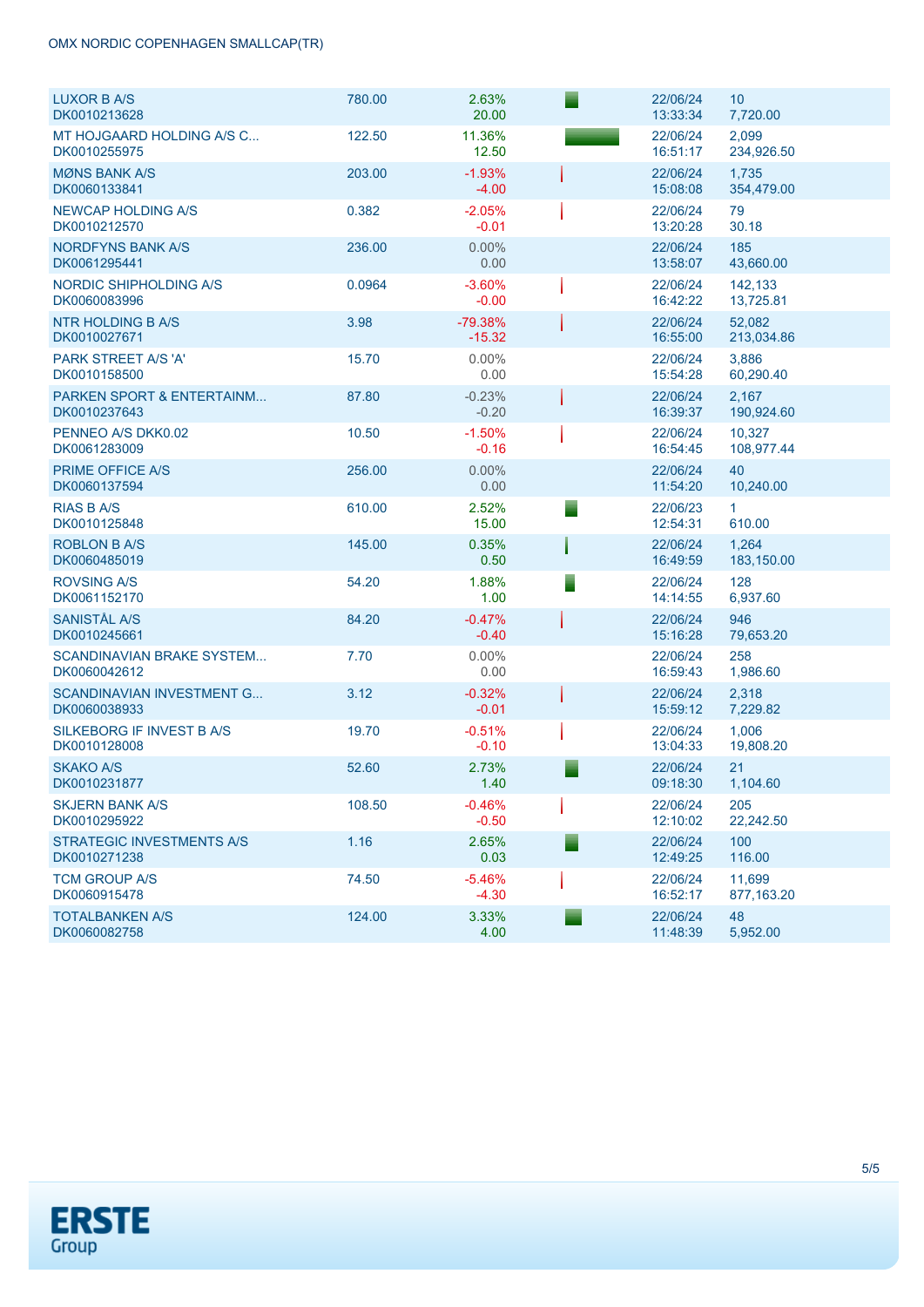| | | | | | |
|---|---|---|---|---|---|
| LUXOR B A/S<br>DK0010213628 | 780.00 | 2.63%<br>20.00 | | 22/06/24<br>13:33:34 | 10<br>7,720.00 |
| MT HOJGAARD HOLDING A/S C...<br>DK0010255975 | 122.50 | 11.36%<br>12.50 | | 22/06/24<br>16:51:17 | 2,099<br>234,926.50 |
| MØNS BANK A/S<br>DK0060133841 | 203.00 | -1.93%<br>-4.00 | | 22/06/24<br>15:08:08 | 1,735<br>354,479.00 |
| NEWCAP HOLDING A/S<br>DK0010212570 | 0.382 | -2.05%<br>-0.01 | | 22/06/24<br>13:20:28 | 79<br>30.18 |
| NORDFYNS BANK A/S<br>DK0061295441 | 236.00 | 0.00%<br>0.00 | | 22/06/24<br>13:58:07 | 185<br>43,660.00 |
| NORDIC SHIPHOLDING A/S<br>DK0060083996 | 0.0964 | -3.60%<br>-0.00 | | 22/06/24<br>16:42:22 | 142,133<br>13,725.81 |
| NTR HOLDING B A/S<br>DK0010027671 | 3.98 | -79.38%<br>-15.32 | | 22/06/24<br>16:55:00 | 52,082<br>213,034.86 |
| PARK STREET A/S 'A'<br>DK0010158500 | 15.70 | 0.00%<br>0.00 | | 22/06/24<br>15:54:28 | 3,886<br>60,290.40 |
| PARKEN SPORT & ENTERTAINM...<br>DK0010237643 | 87.80 | -0.23%<br>-0.20 | | 22/06/24<br>16:39:37 | 2,167<br>190,924.60 |
| PENNEO A/S DKK0.02<br>DK0061283009 | 10.50 | -1.50%<br>-0.16 | | 22/06/24<br>16:54:45 | 10,327<br>108,977.44 |
| PRIME OFFICE A/S<br>DK0060137594 | 256.00 | 0.00%<br>0.00 | | 22/06/24<br>11:54:20 | 40<br>10,240.00 |
| RIAS B A/S<br>DK0010125848 | 610.00 | 2.52%<br>15.00 | | 22/06/23<br>12:54:31 | 1<br>610.00 |
| ROBLON B A/S<br>DK0060485019 | 145.00 | 0.35%<br>0.50 | | 22/06/24<br>16:49:59 | 1,264<br>183,150.00 |
| ROVSING A/S<br>DK0061152170 | 54.20 | 1.88%<br>1.00 | | 22/06/24<br>14:14:55 | 128<br>6,937.60 |
| SANISTÅL A/S<br>DK0010245661 | 84.20 | -0.47%<br>-0.40 | | 22/06/24<br>15:16:28 | 946<br>79,653.20 |
| SCANDINAVIAN BRAKE SYSTEM...<br>DK0060042612 | 7.70 | 0.00%<br>0.00 | | 22/06/24<br>16:59:43 | 258<br>1,986.60 |
| SCANDINAVIAN INVESTMENT G...<br>DK0060038933 | 3.12 | -0.32%<br>-0.01 | | 22/06/24<br>15:59:12 | 2,318<br>7,229.82 |
| SILKEBORG IF INVEST B A/S<br>DK0010128008 | 19.70 | -0.51%<br>-0.10 | | 22/06/24<br>13:04:33 | 1,006<br>19,808.20 |
| SKAKO A/S<br>DK0010231877 | 52.60 | 2.73%<br>1.40 | | 22/06/24<br>09:18:30 | 21<br>1,104.60 |
| SKJERN BANK A/S<br>DK0010295922 | 108.50 | -0.46%<br>-0.50 | | 22/06/24<br>12:10:02 | 205<br>22,242.50 |
| STRATEGIC INVESTMENTS A/S<br>DK0010271238 | 1.16 | 2.65%<br>0.03 | | 22/06/24<br>12:49:25 | 100<br>116.00 |
| TCM GROUP A/S<br>DK0060915478 | 74.50 | -5.46%<br>-4.30 | | 22/06/24<br>16:52:17 | 11,699<br>877,163.20 |
| TOTALBANKEN A/S<br>DK0060082758 | 124.00 | 3.33%<br>4.00 | | 22/06/24<br>11:48:39 | 48<br>5,952.00 |